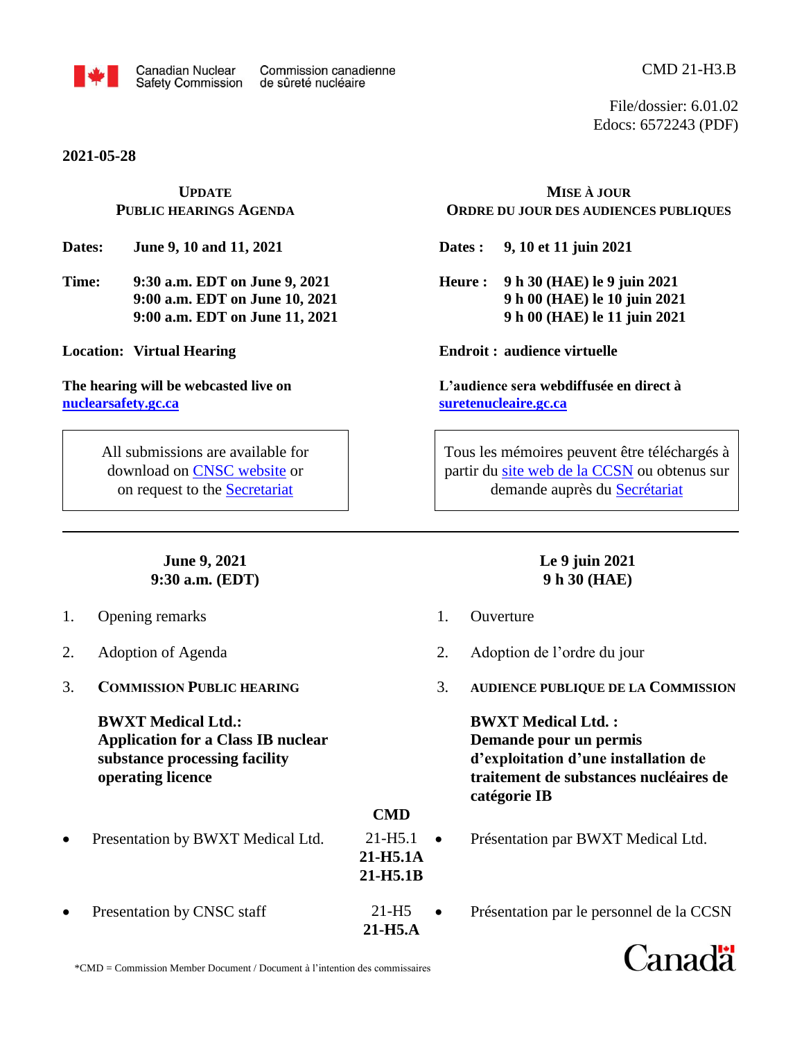Canadian Nuclear Safety Commission / Commission canadienne de sûreté nucléaire

CMD 21-H3.B

File/dossier: 6.01.02
Edocs: 6572243 (PDF)

**2021-05-28**

## UPDATE PUBLIC HEARINGS AGENDA

**Dates:** **June 9, 10 and 11, 2021**

**Time:** **9:30 a.m. EDT on June 9, 2021**
**9:00 a.m. EDT on June 10, 2021**
**9:00 a.m. EDT on June 11, 2021**

**Location:** **Virtual Hearing**

**The hearing will be webcasted live on nuclearsafety.gc.ca**

> All submissions are available for download on CNSC website or on request to the Secretariat

## MISE À JOUR ORDRE DU JOUR DES AUDIENCES PUBLIQUES

**Dates :** **9, 10 et 11 juin 2021**

**Heure :** **9 h 30 (HAE) le 9 juin 2021**
**9 h 00 (HAE) le 10 juin 2021**
**9 h 00 (HAE) le 11 juin 2021**

**Endroit :** **audience virtuelle**

**L'audience sera webdiffusée en direct à suretenucleaire.gc.ca**

> Tous les mémoires peuvent être téléchargés à partir du site web de la CCSN ou obtenus sur demande auprès du Secrétariat

---

### June 9, 2021 / Le 9 juin 2021
### 9:30 a.m. (EDT) / 9 h 30 (HAE)

1. Opening remarks / Ouverture

2. Adoption of Agenda / Adoption de l'ordre du jour

3. **COMMISSION PUBLIC HEARING** / **AUDIENCE PUBLIQUE DE LA COMMISSION**

   **BWXT Medical Ltd.: Application for a Class IB nuclear substance processing facility operating licence**

   **BWXT Medical Ltd. : Demande pour un permis d'exploitation d'une installation de traitement de substances nucléaires de catégorie IB**

| | **CMD** | |
|---|---|---|
| • Presentation by BWXT Medical Ltd. | 21-H5.1<br>**21-H5.1A**<br>**21-H5.1B** | • Présentation par BWXT Medical Ltd. |
| • Presentation by CNSC staff | 21-H5<br>**21-H5.A** | • Présentation par le personnel de la CCSN |

*CMD = Commission Member Document / Document à l'intention des commissaires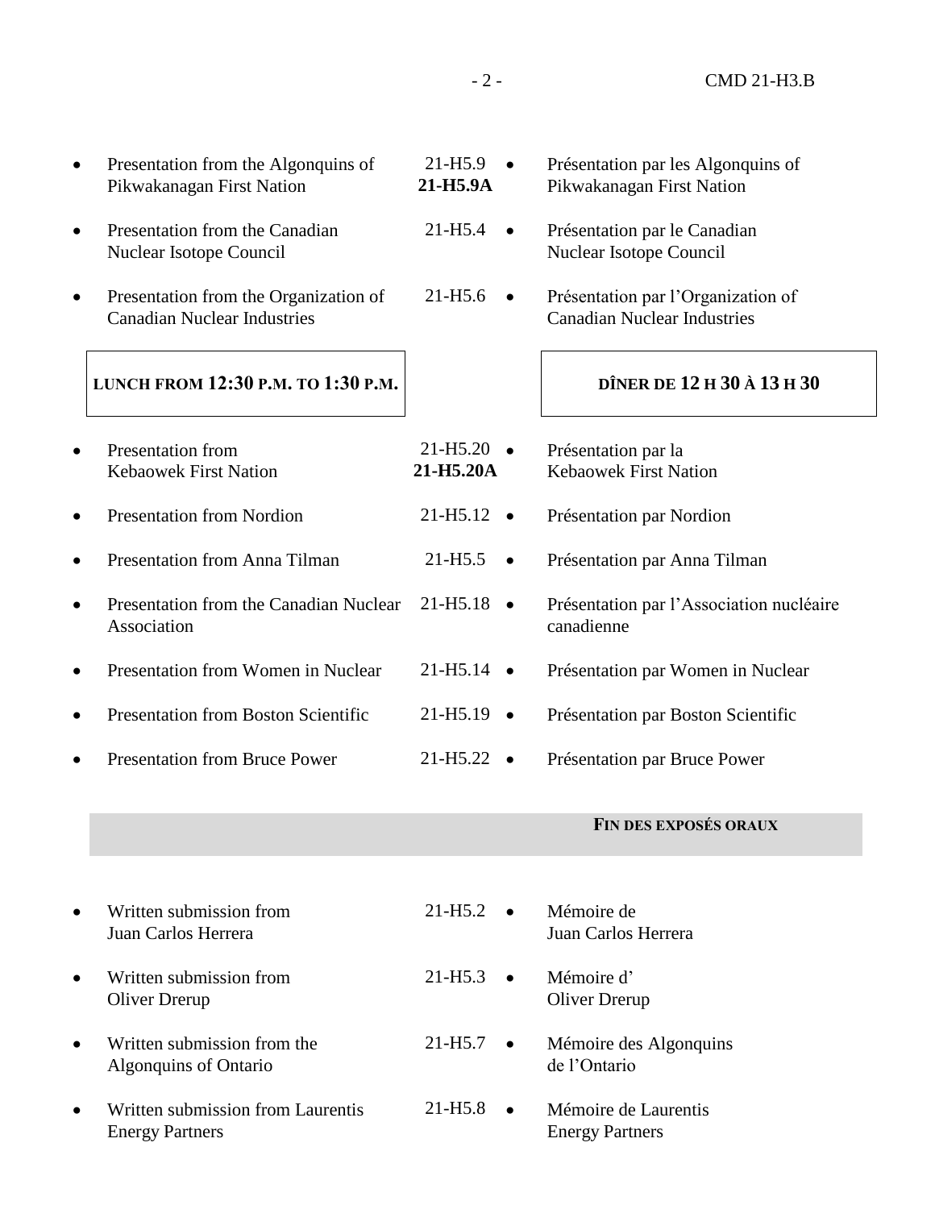| English | Document | Français |
|---|---|---|
| • Presentation from the Algonquins of Pikwakanagan First Nation | 21-H5.9 **21-H5.9A** | • Présentation par les Algonquins of Pikwakanagan First Nation |
| • Presentation from the Canadian Nuclear Isotope Council | 21-H5.4 | • Présentation par le Canadian Nuclear Isotope Council |
| • Presentation from the Organization of Canadian Nuclear Industries | 21-H5.6 | • Présentation par l'Organization of Canadian Nuclear Industries |
| **LUNCH FROM 12:30 P.M. TO 1:30 P.M.** | | **DÎNER DE 12 H 30 À 13 H 30** |
| • Presentation from Kebaowek First Nation | 21-H5.20 **21-H5.20A** | • Présentation par la Kebaowek First Nation |
| • Presentation from Nordion | 21-H5.12 | • Présentation par Nordion |
| • Presentation from Anna Tilman | 21-H5.5 | • Présentation par Anna Tilman |
| • Presentation from the Canadian Nuclear Association | 21-H5.18 | • Présentation par l'Association nucléaire canadienne |
| • Presentation from Women in Nuclear | 21-H5.14 | • Présentation par Women in Nuclear |
| • Presentation from Boston Scientific | 21-H5.19 | • Présentation par Boston Scientific |
| • Presentation from Bruce Power | 21-H5.22 | • Présentation par Bruce Power |
| | | **FIN DES EXPOSÉS ORAUX** |
| • Written submission from Juan Carlos Herrera | 21-H5.2 | • Mémoire de Juan Carlos Herrera |
| • Written submission from Oliver Drerup | 21-H5.3 | • Mémoire d'Oliver Drerup |
| • Written submission from the Algonquins of Ontario | 21-H5.7 | • Mémoire des Algonquins de l'Ontario |
| • Written submission from Laurentis Energy Partners | 21-H5.8 | • Mémoire de Laurentis Energy Partners |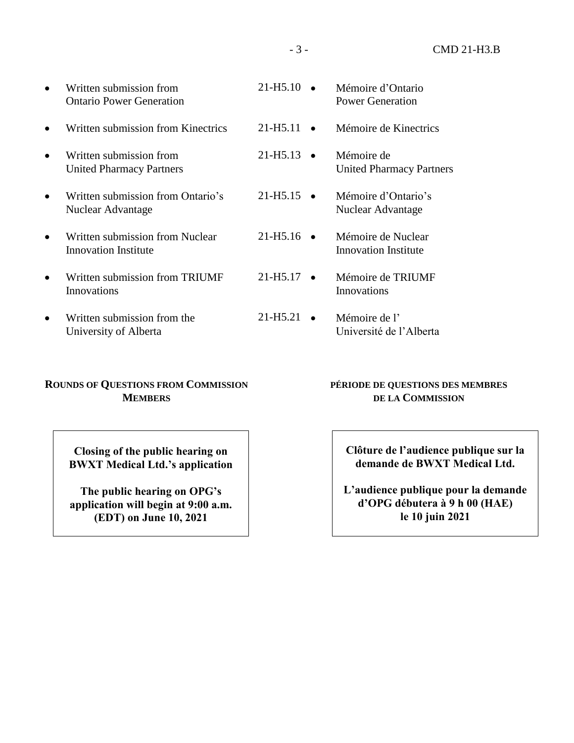| | | |
|---|---|---|
| • Written submission from Ontario Power Generation | 21-H5.10 | • Mémoire d'Ontario Power Generation |
| • Written submission from Kinectrics | 21-H5.11 | • Mémoire de Kinectrics |
| • Written submission from United Pharmacy Partners | 21-H5.13 | • Mémoire de United Pharmacy Partners |
| • Written submission from Ontario's Nuclear Advantage | 21-H5.15 | • Mémoire d'Ontario's Nuclear Advantage |
| • Written submission from Nuclear Innovation Institute | 21-H5.16 | • Mémoire de Nuclear Innovation Institute |
| • Written submission from TRIUMF Innovations | 21-H5.17 | • Mémoire de TRIUMF Innovations |
| • Written submission from the University of Alberta | 21-H5.21 | • Mémoire de l' Université de l'Alberta |

**ROUNDS OF QUESTIONS FROM COMMISSION MEMBERS**

**PÉRIODE DE QUESTIONS DES MEMBRES DE LA COMMISSION**

**Closing of the public hearing on BWXT Medical Ltd.'s application**

**The public hearing on OPG's application will begin at 9:00 a.m. (EDT) on June 10, 2021**

**Clôture de l'audience publique sur la demande de BWXT Medical Ltd.**

**L'audience publique pour la demande d'OPG débutera à 9 h 00 (HAE) le 10 juin 2021**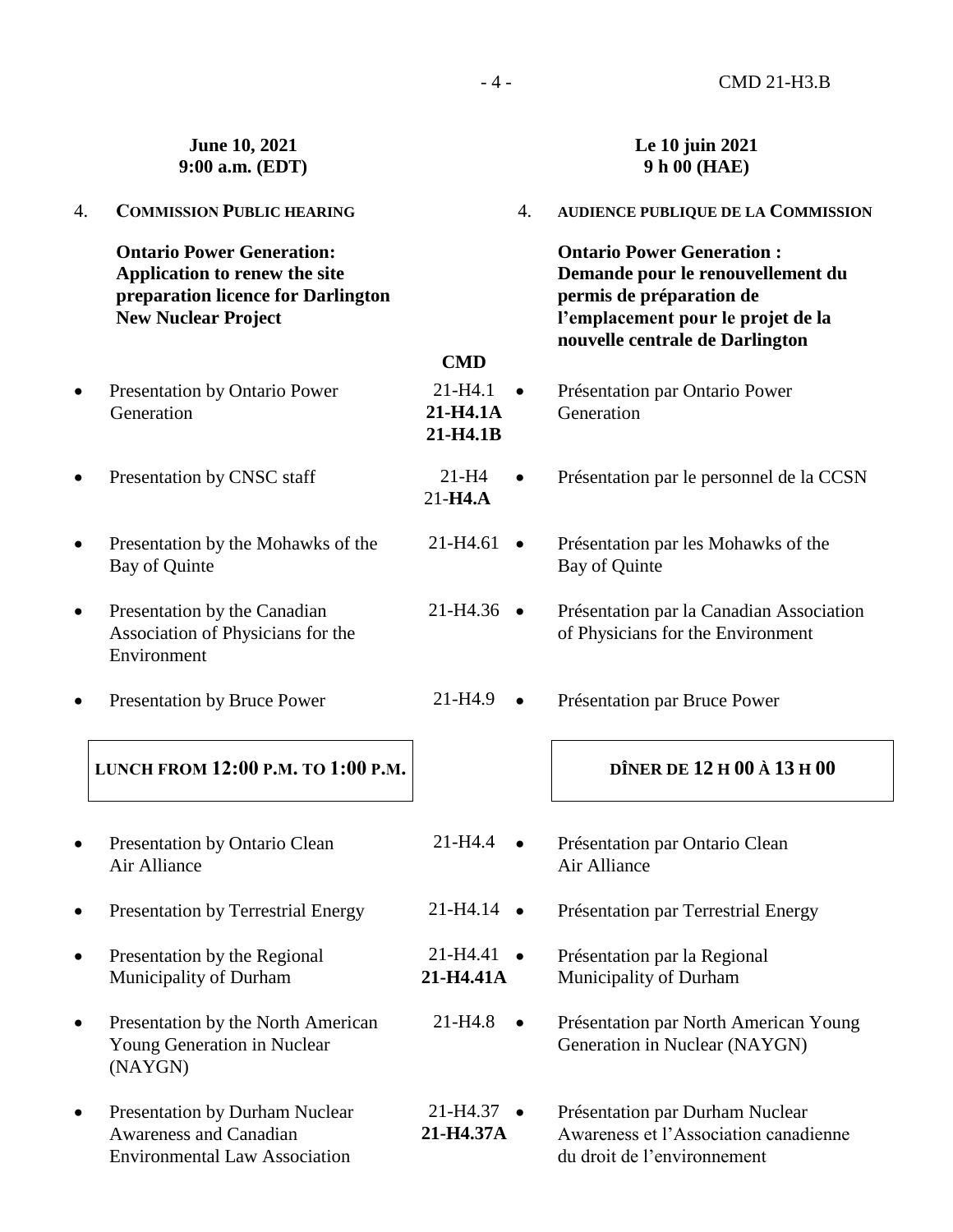| **June 10, 2021**<br>**9:00 a.m. (EDT)** | | **Le 10 juin 2021**<br>**9 h 00 (HAE)** |
|---|---|---|
| 4. **COMMISSION PUBLIC HEARING** | | 4. **AUDIENCE PUBLIQUE DE LA COMMISSION** |
| **Ontario Power Generation: Application to renew the site preparation licence for Darlington New Nuclear Project** | | **Ontario Power Generation : Demande pour le renouvellement du permis de préparation de l'emplacement pour le projet de la nouvelle centrale de Darlington** |
| | **CMD** | |
| • Presentation by Ontario Power Generation | 21-H4.1<br>**21-H4.1A**<br>**21-H4.1B** | • Présentation par Ontario Power Generation |
| • Presentation by CNSC staff | 21-H4<br>21-**H4.A** | • Présentation par le personnel de la CCSN |
| • Presentation by the Mohawks of the Bay of Quinte | 21-H4.61 | • Présentation par les Mohawks of the Bay of Quinte |
| • Presentation by the Canadian Association of Physicians for the Environment | 21-H4.36 | • Présentation par la Canadian Association of Physicians for the Environment |
| • Presentation by Bruce Power | 21-H4.9 | • Présentation par Bruce Power |
| **LUNCH FROM 12:00 P.M. TO 1:00 P.M.** | | **DÎNER DE 12 H 00 À 13 H 00** |
| • Presentation by Ontario Clean Air Alliance | 21-H4.4 | • Présentation par Ontario Clean Air Alliance |
| • Presentation by Terrestrial Energy | 21-H4.14 | • Présentation par Terrestrial Energy |
| • Presentation by the Regional Municipality of Durham | 21-H4.41<br>**21-H4.41A** | • Présentation par la Regional Municipality of Durham |
| • Presentation by the North American Young Generation in Nuclear (NAYGN) | 21-H4.8 | • Présentation par North American Young Generation in Nuclear (NAYGN) |
| • Presentation by Durham Nuclear Awareness and Canadian Environmental Law Association | 21-H4.37<br>**21-H4.37A** | • Présentation par Durham Nuclear Awareness et l'Association canadienne du droit de l'environnement |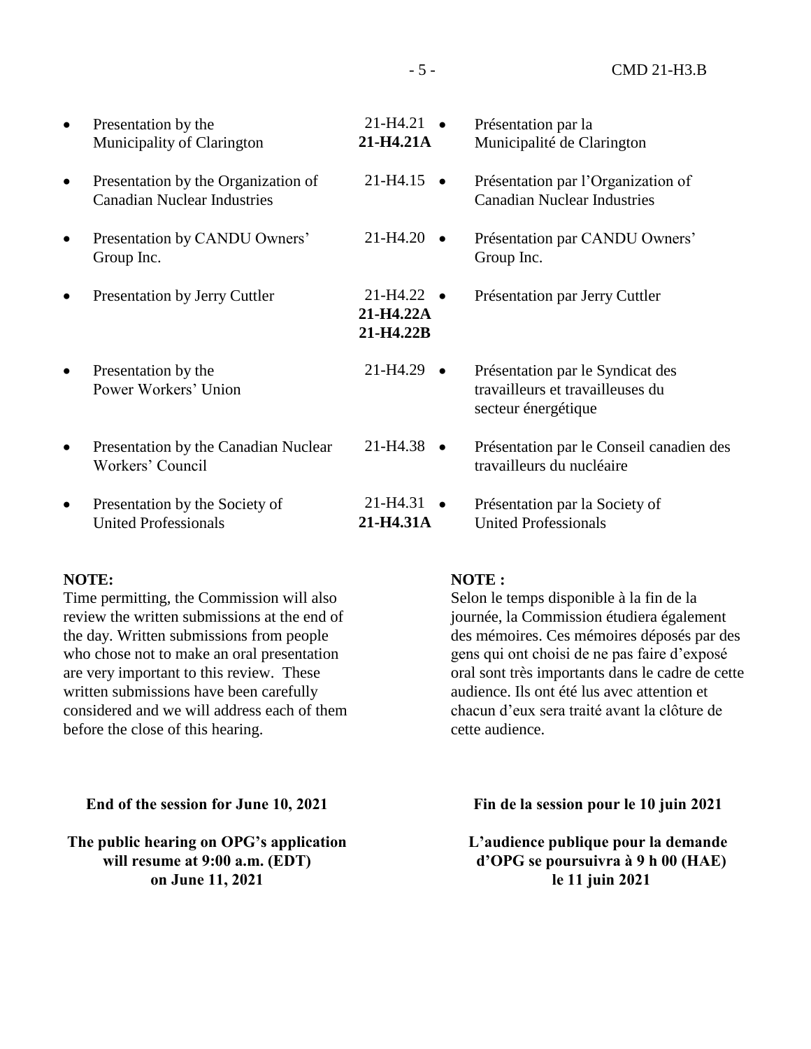| | | |
|---|---|---|
| • Presentation by the Municipality of Clarington | 21-H4.21<br>**21-H4.21A** | • Présentation par la Municipalité de Clarington |
| • Presentation by the Organization of Canadian Nuclear Industries | 21-H4.15 | • Présentation par l'Organization of Canadian Nuclear Industries |
| • Presentation by CANDU Owners' Group Inc. | 21-H4.20 | • Présentation par CANDU Owners' Group Inc. |
| • Presentation by Jerry Cuttler | 21-H4.22<br>**21-H4.22A**<br>**21-H4.22B** | • Présentation par Jerry Cuttler |
| • Presentation by the Power Workers' Union | 21-H4.29 | • Présentation par le Syndicat des travailleurs et travailleuses du secteur énergétique |
| • Presentation by the Canadian Nuclear Workers' Council | 21-H4.38 | • Présentation par le Conseil canadien des travailleurs du nucléaire |
| • Presentation by the Society of United Professionals | 21-H4.31<br>**21-H4.31A** | • Présentation par la Society of United Professionals |

**NOTE:**
Time permitting, the Commission will also review the written submissions at the end of the day. Written submissions from people who chose not to make an oral presentation are very important to this review. These written submissions have been carefully considered and we will address each of them before the close of this hearing.

**NOTE :**
Selon le temps disponible à la fin de la journée, la Commission étudiera également des mémoires. Ces mémoires déposés par des gens qui ont choisi de ne pas faire d'exposé oral sont très importants dans le cadre de cette audience. Ils ont été lus avec attention et chacun d'eux sera traité avant la clôture de cette audience.

**End of the session for June 10, 2021**

**The public hearing on OPG's application will resume at 9:00 a.m. (EDT) on June 11, 2021**

**Fin de la session pour le 10 juin 2021**

**L'audience publique pour la demande d'OPG se poursuivra à 9 h 00 (HAE) le 11 juin 2021**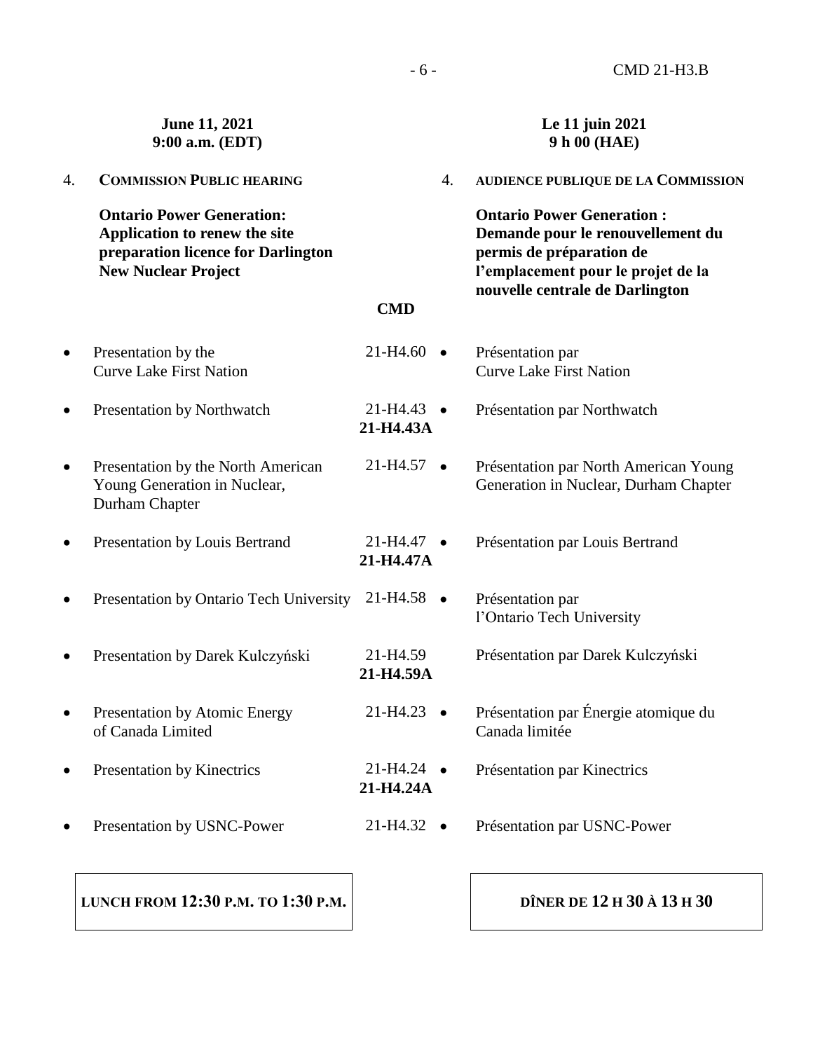| **June 11, 2021** **9:00 a.m. (EDT)** | | **Le 11 juin 2021** **9 h 00 (HAE)** |
|---|---|---|
| 4. **COMMISSION PUBLIC HEARING** | | 4. **AUDIENCE PUBLIQUE DE LA COMMISSION** |
| **Ontario Power Generation: Application to renew the site preparation licence for Darlington New Nuclear Project** | | **Ontario Power Generation : Demande pour le renouvellement du permis de préparation de l'emplacement pour le projet de la nouvelle centrale de Darlington** |
| | **CMD** | |
| • Presentation by the Curve Lake First Nation | 21-H4.60 | • Présentation par Curve Lake First Nation |
| • Presentation by Northwatch | 21-H4.43 **21-H4.43A** | • Présentation par Northwatch |
| • Presentation by the North American Young Generation in Nuclear, Durham Chapter | 21-H4.57 | • Présentation par North American Young Generation in Nuclear, Durham Chapter |
| • Presentation by Louis Bertrand | 21-H4.47 **21-H4.47A** | • Présentation par Louis Bertrand |
| • Presentation by Ontario Tech University | 21-H4.58 | • Présentation par l'Ontario Tech University |
| • Presentation by Darek Kulczyński | 21-H4.59 **21-H4.59A** | Présentation par Darek Kulczyński |
| • Presentation by Atomic Energy of Canada Limited | 21-H4.23 | • Présentation par Énergie atomique du Canada limitée |
| • Presentation by Kinectrics | 21-H4.24 **21-H4.24A** | • Présentation par Kinectrics |
| • Presentation by USNC-Power | 21-H4.32 | • Présentation par USNC-Power |

| **LUNCH FROM 12:30 P.M. TO 1:30 P.M.** | **DÎNER DE 12 H 30 À 13 H 30** |
|---|---|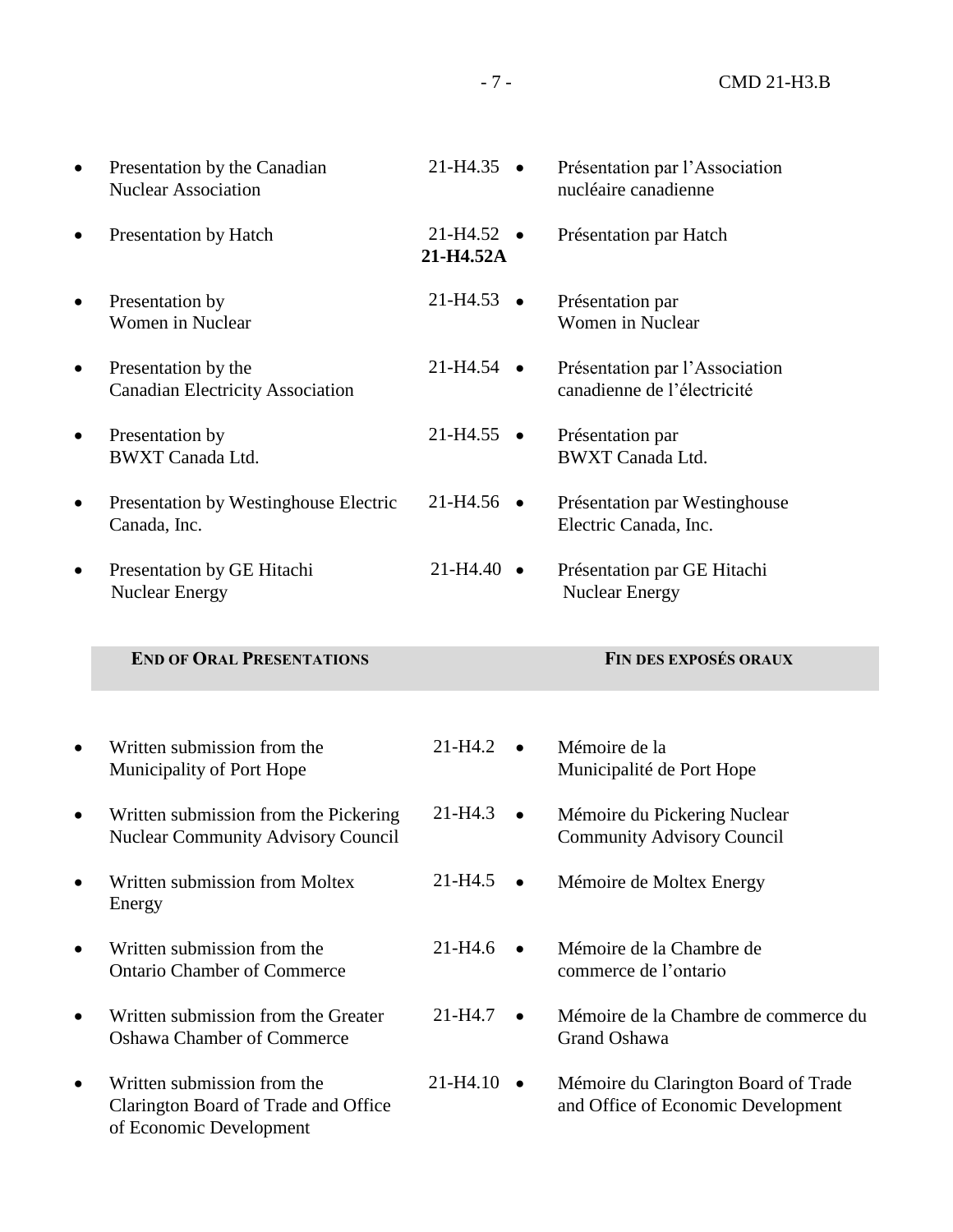| English | Document | Français |
|---|---|---|
| • Presentation by the Canadian Nuclear Association | 21-H4.35 | • Présentation par l'Association nucléaire canadienne |
| • Presentation by Hatch | 21-H4.52<br>**21-H4.52A** | • Présentation par Hatch |
| • Presentation by Women in Nuclear | 21-H4.53 | • Présentation par Women in Nuclear |
| • Presentation by the Canadian Electricity Association | 21-H4.54 | • Présentation par l'Association canadienne de l'électricité |
| • Presentation by BWXT Canada Ltd. | 21-H4.55 | • Présentation par BWXT Canada Ltd. |
| • Presentation by Westinghouse Electric Canada, Inc. | 21-H4.56 | • Présentation par Westinghouse Electric Canada, Inc. |
| • Presentation by GE Hitachi Nuclear Energy | 21-H4.40 | • Présentation par GE Hitachi Nuclear Energy |
| **END OF ORAL PRESENTATIONS** | | **FIN DES EXPOSÉS ORAUX** |
| • Written submission from the Municipality of Port Hope | 21-H4.2 | • Mémoire de la Municipalité de Port Hope |
| • Written submission from the Pickering Nuclear Community Advisory Council | 21-H4.3 | • Mémoire du Pickering Nuclear Community Advisory Council |
| • Written submission from Moltex Energy | 21-H4.5 | • Mémoire de Moltex Energy |
| • Written submission from the Ontario Chamber of Commerce | 21-H4.6 | • Mémoire de la Chambre de commerce de l'ontario |
| • Written submission from the Greater Oshawa Chamber of Commerce | 21-H4.7 | • Mémoire de la Chambre de commerce du Grand Oshawa |
| • Written submission from the Clarington Board of Trade and Office of Economic Development | 21-H4.10 | • Mémoire du Clarington Board of Trade and Office of Economic Development |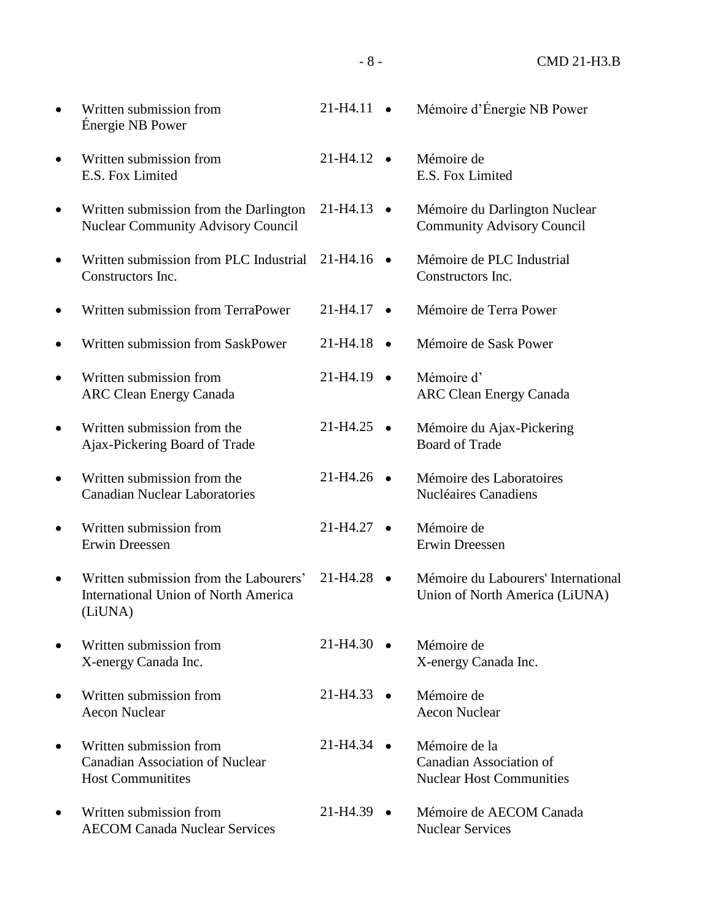| | | |
|---|---|---|
| • Written submission from Énergie NB Power | 21-H4.11 | • Mémoire d'Énergie NB Power |
| • Written submission from E.S. Fox Limited | 21-H4.12 | • Mémoire de E.S. Fox Limited |
| • Written submission from the Darlington Nuclear Community Advisory Council | 21-H4.13 | • Mémoire du Darlington Nuclear Community Advisory Council |
| • Written submission from PLC Industrial Constructors Inc. | 21-H4.16 | • Mémoire de PLC Industrial Constructors Inc. |
| • Written submission from TerraPower | 21-H4.17 | • Mémoire de Terra Power |
| • Written submission from SaskPower | 21-H4.18 | • Mémoire de Sask Power |
| • Written submission from ARC Clean Energy Canada | 21-H4.19 | • Mémoire d' ARC Clean Energy Canada |
| • Written submission from the Ajax-Pickering Board of Trade | 21-H4.25 | • Mémoire du Ajax-Pickering Board of Trade |
| • Written submission from the Canadian Nuclear Laboratories | 21-H4.26 | • Mémoire des Laboratoires Nucléaires Canadiens |
| • Written submission from Erwin Dreessen | 21-H4.27 | • Mémoire de Erwin Dreessen |
| • Written submission from the Labourers' International Union of North America (LiUNA) | 21-H4.28 | • Mémoire du Labourers' International Union of North America (LiUNA) |
| • Written submission from X-energy Canada Inc. | 21-H4.30 | • Mémoire de X-energy Canada Inc. |
| • Written submission from Aecon Nuclear | 21-H4.33 | • Mémoire de Aecon Nuclear |
| • Written submission from Canadian Association of Nuclear Host Communitites | 21-H4.34 | • Mémoire de la Canadian Association of Nuclear Host Communities |
| • Written submission from AECOM Canada Nuclear Services | 21-H4.39 | • Mémoire de AECOM Canada Nuclear Services |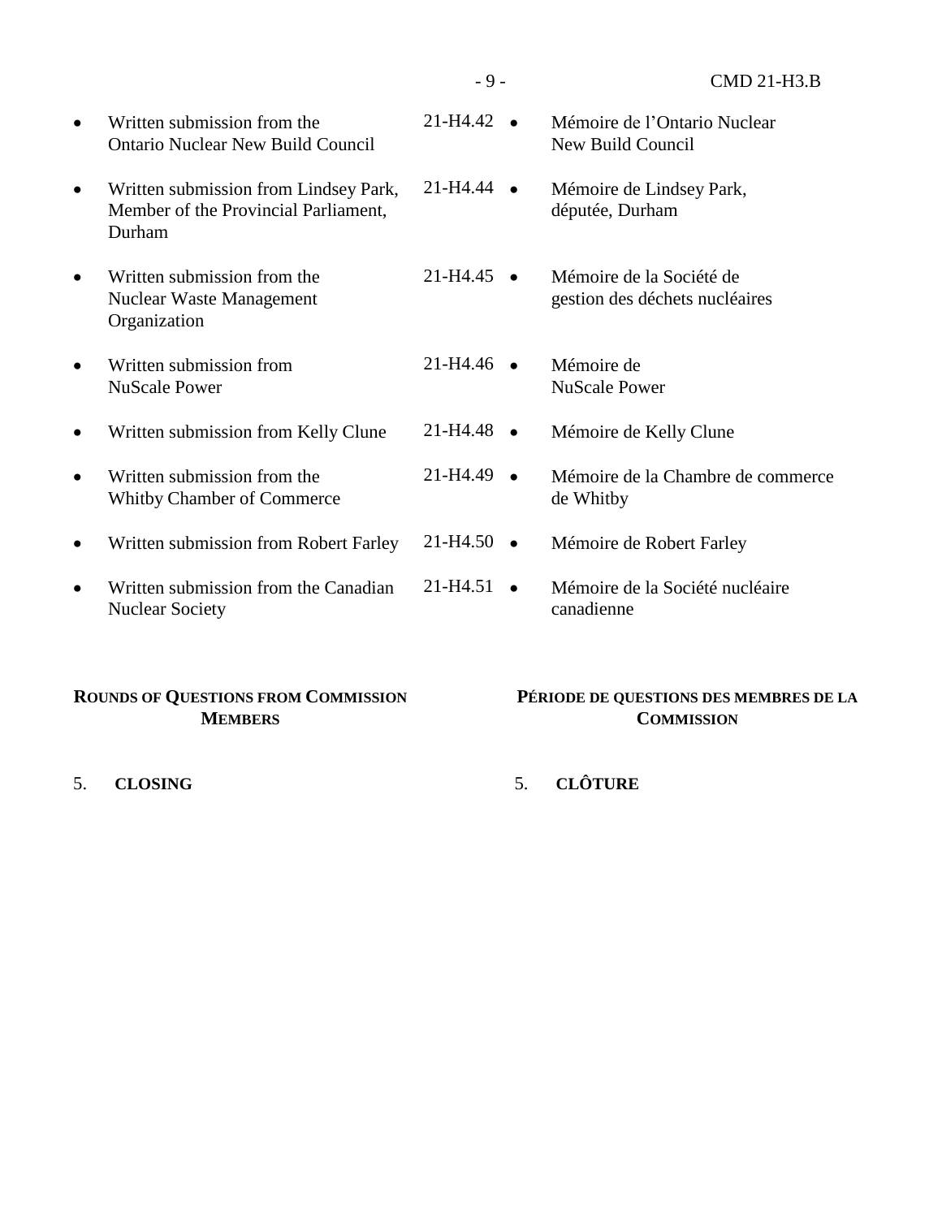| | | |
|---|---|---|
| • Written submission from the Ontario Nuclear New Build Council | 21-H4.42 | • Mémoire de l'Ontario Nuclear New Build Council |
| • Written submission from Lindsey Park, Member of the Provincial Parliament, Durham | 21-H4.44 | • Mémoire de Lindsey Park, députée, Durham |
| • Written submission from the Nuclear Waste Management Organization | 21-H4.45 | • Mémoire de la Société de gestion des déchets nucléaires |
| • Written submission from NuScale Power | 21-H4.46 | • Mémoire de NuScale Power |
| • Written submission from Kelly Clune | 21-H4.48 | • Mémoire de Kelly Clune |
| • Written submission from the Whitby Chamber of Commerce | 21-H4.49 | • Mémoire de la Chambre de commerce de Whitby |
| • Written submission from Robert Farley | 21-H4.50 | • Mémoire de Robert Farley |
| • Written submission from the Canadian Nuclear Society | 21-H4.51 | • Mémoire de la Société nucléaire canadienne |

**ROUNDS OF QUESTIONS FROM COMMISSION MEMBERS**

**PÉRIODE DE QUESTIONS DES MEMBRES DE LA COMMISSION**

5. **CLOSING**

5. **CLÔTURE**